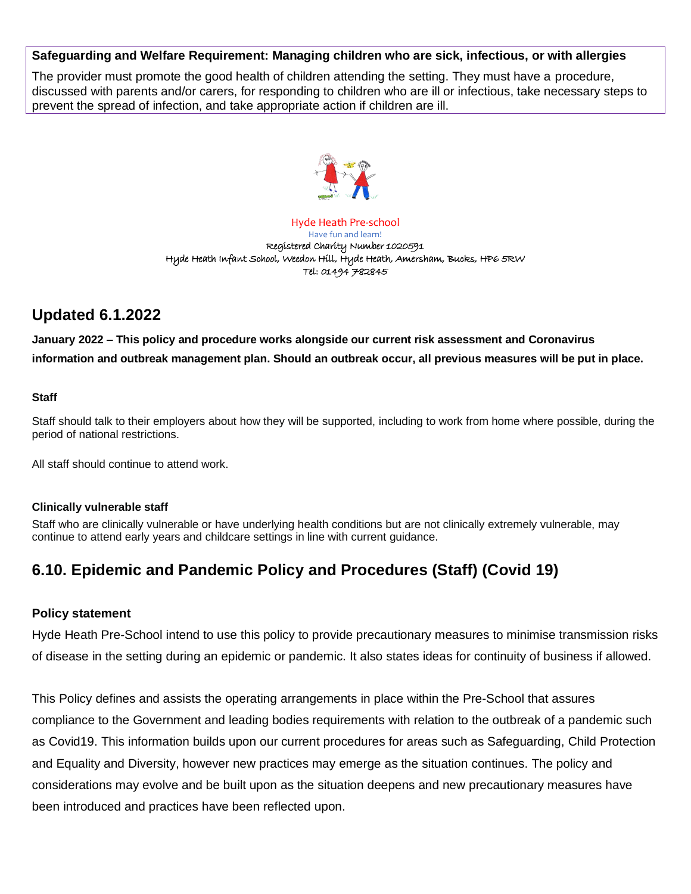**Safeguarding and Welfare Requirement: Managing children who are sick, infectious, or with allergies**

The provider must promote the good health of children attending the setting. They must have a procedure, discussed with parents and/or carers, for responding to children who are ill or infectious, take necessary steps to prevent the spread of infection, and take appropriate action if children are ill.

Hyde Heath Pre-school
Have fun and learn!
Registered Charity Number 1020591
Hyde Heath Infant School, Weedon Hill, Hyde Heath, Amersham, Bucks, HP6 5RW
Tel: 01494 782845

## Updated 6.1.2022

**January 2022 – This policy and procedure works alongside our current risk assessment and Coronavirus information and outbreak management plan. Should an outbreak occur, all previous measures will be put in place.**

**Staff**

Staff should talk to their employers about how they will be supported, including to work from home where possible, during the period of national restrictions.

All staff should continue to attend work.

**Clinically vulnerable staff**

Staff who are clinically vulnerable or have underlying health conditions but are not clinically extremely vulnerable, may continue to attend early years and childcare settings in line with current guidance.

## 6.10. Epidemic and Pandemic Policy and Procedures (Staff) (Covid 19)

### Policy statement

Hyde Heath Pre-School intend to use this policy to provide precautionary measures to minimise transmission risks of disease in the setting during an epidemic or pandemic. It also states ideas for continuity of business if allowed.

This Policy defines and assists the operating arrangements in place within the Pre-School that assures compliance to the Government and leading bodies requirements with relation to the outbreak of a pandemic such as Covid19. This information builds upon our current procedures for areas such as Safeguarding, Child Protection and Equality and Diversity, however new practices may emerge as the situation continues. The policy and considerations may evolve and be built upon as the situation deepens and new precautionary measures have been introduced and practices have been reflected upon.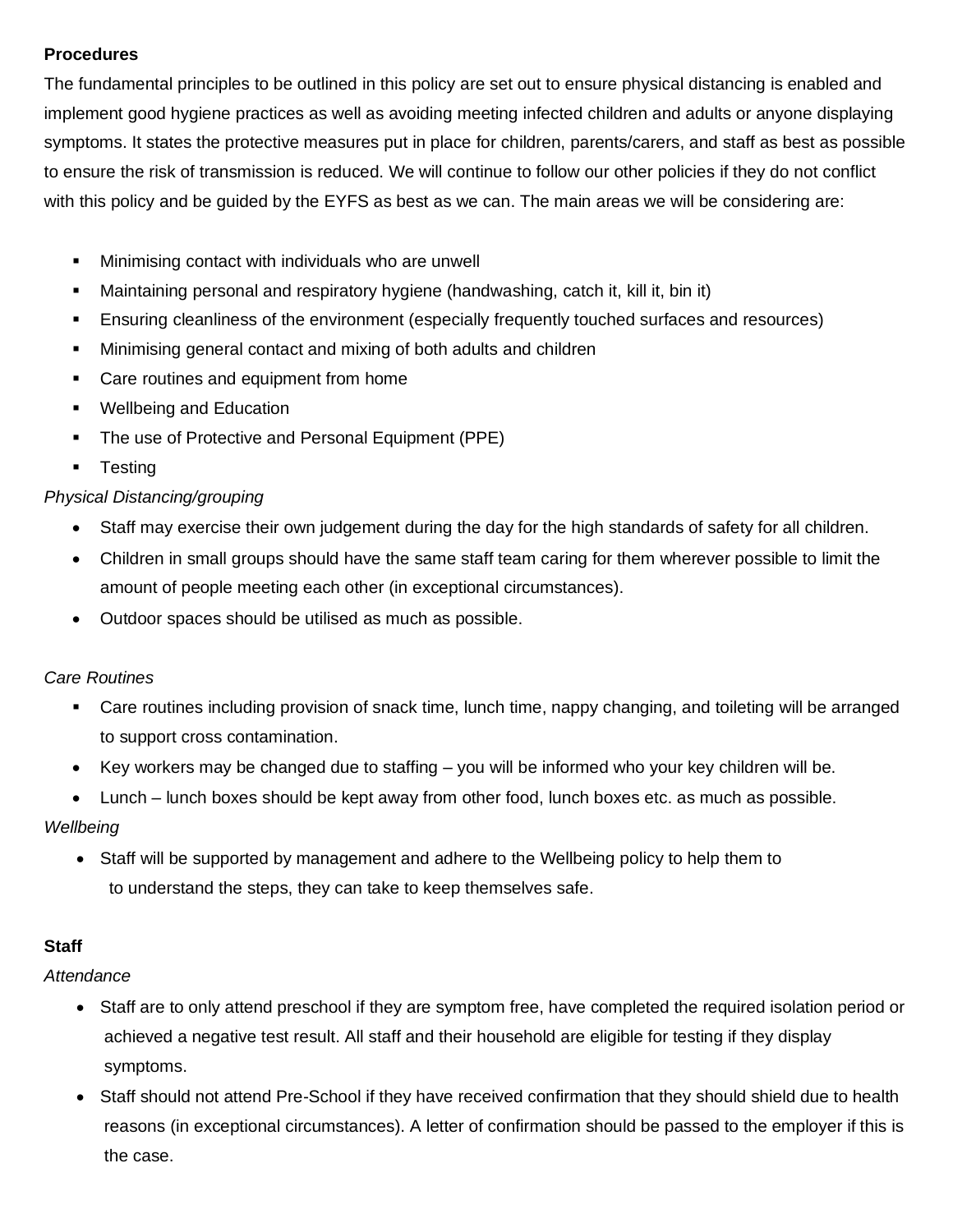**Procedures**

The fundamental principles to be outlined in this policy are set out to ensure physical distancing is enabled and implement good hygiene practices as well as avoiding meeting infected children and adults or anyone displaying symptoms. It states the protective measures put in place for children, parents/carers, and staff as best as possible to ensure the risk of transmission is reduced. We will continue to follow our other policies if they do not conflict with this policy and be guided by the EYFS as best as we can. The main areas we will be considering are:

- Minimising contact with individuals who are unwell
- Maintaining personal and respiratory hygiene (handwashing, catch it, kill it, bin it)
- Ensuring cleanliness of the environment (especially frequently touched surfaces and resources)
- Minimising general contact and mixing of both adults and children
- Care routines and equipment from home
- Wellbeing and Education
- The use of Protective and Personal Equipment (PPE)
- Testing

*Physical Distancing/grouping*

- Staff may exercise their own judgement during the day for the high standards of safety for all children.
- Children in small groups should have the same staff team caring for them wherever possible to limit the amount of people meeting each other (in exceptional circumstances).
- Outdoor spaces should be utilised as much as possible.

*Care Routines*

- Care routines including provision of snack time, lunch time, nappy changing, and toileting will be arranged to support cross contamination.
- Key workers may be changed due to staffing – you will be informed who your key children will be.
- Lunch – lunch boxes should be kept away from other food, lunch boxes etc. as much as possible.

*Wellbeing*

- Staff will be supported by management and adhere to the Wellbeing policy to help them to to understand the steps, they can take to keep themselves safe.

**Staff**

*Attendance*

- Staff are to only attend preschool if they are symptom free, have completed the required isolation period or achieved a negative test result. All staff and their household are eligible for testing if they display symptoms.
- Staff should not attend Pre-School if they have received confirmation that they should shield due to health reasons (in exceptional circumstances). A letter of confirmation should be passed to the employer if this is the case.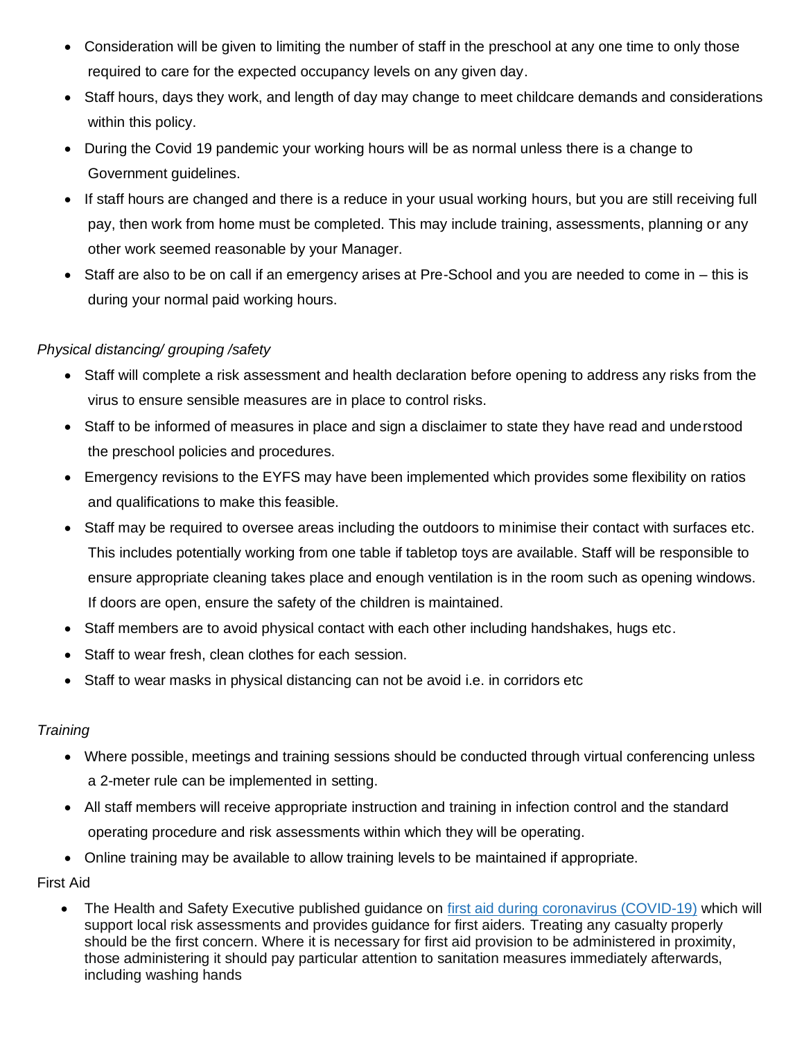- Consideration will be given to limiting the number of staff in the preschool at any one time to only those required to care for the expected occupancy levels on any given day.
- Staff hours, days they work, and length of day may change to meet childcare demands and considerations within this policy.
- During the Covid 19 pandemic your working hours will be as normal unless there is a change to Government guidelines.
- If staff hours are changed and there is a reduce in your usual working hours, but you are still receiving full pay, then work from home must be completed. This may include training, assessments, planning or any other work seemed reasonable by your Manager.
- Staff are also to be on call if an emergency arises at Pre-School and you are needed to come in – this is during your normal paid working hours.

*Physical distancing/ grouping /safety*

- Staff will complete a risk assessment and health declaration before opening to address any risks from the virus to ensure sensible measures are in place to control risks.
- Staff to be informed of measures in place and sign a disclaimer to state they have read and understood the preschool policies and procedures.
- Emergency revisions to the EYFS may have been implemented which provides some flexibility on ratios and qualifications to make this feasible.
- Staff may be required to oversee areas including the outdoors to minimise their contact with surfaces etc. This includes potentially working from one table if tabletop toys are available. Staff will be responsible to ensure appropriate cleaning takes place and enough ventilation is in the room such as opening windows. If doors are open, ensure the safety of the children is maintained.
- Staff members are to avoid physical contact with each other including handshakes, hugs etc.
- Staff to wear fresh, clean clothes for each session.
- Staff to wear masks in physical distancing can not be avoid i.e. in corridors etc

*Training*

- Where possible, meetings and training sessions should be conducted through virtual conferencing unless a 2-meter rule can be implemented in setting.
- All staff members will receive appropriate instruction and training in infection control and the standard operating procedure and risk assessments within which they will be operating.
- Online training may be available to allow training levels to be maintained if appropriate.

First Aid

- The Health and Safety Executive published guidance on first aid during coronavirus (COVID-19) which will support local risk assessments and provides guidance for first aiders. Treating any casualty properly should be the first concern. Where it is necessary for first aid provision to be administered in proximity, those administering it should pay particular attention to sanitation measures immediately afterwards, including washing hands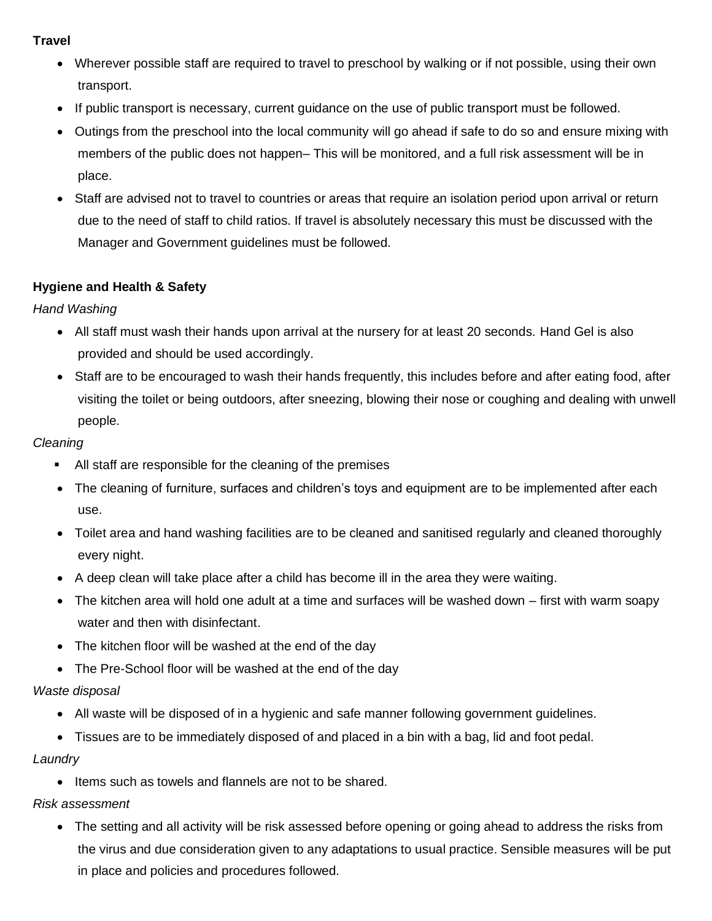**Travel**

- Wherever possible staff are required to travel to preschool by walking or if not possible, using their own transport.
- If public transport is necessary, current guidance on the use of public transport must be followed.
- Outings from the preschool into the local community will go ahead if safe to do so and ensure mixing with members of the public does not happen– This will be monitored, and a full risk assessment will be in place.
- Staff are advised not to travel to countries or areas that require an isolation period upon arrival or return due to the need of staff to child ratios. If travel is absolutely necessary this must be discussed with the Manager and Government guidelines must be followed.

**Hygiene and Health & Safety**

*Hand Washing*

- All staff must wash their hands upon arrival at the nursery for at least 20 seconds. Hand Gel is also provided and should be used accordingly.
- Staff are to be encouraged to wash their hands frequently, this includes before and after eating food, after visiting the toilet or being outdoors, after sneezing, blowing their nose or coughing and dealing with unwell people.

*Cleaning*

- All staff are responsible for the cleaning of the premises
- The cleaning of furniture, surfaces and children's toys and equipment are to be implemented after each use.
- Toilet area and hand washing facilities are to be cleaned and sanitised regularly and cleaned thoroughly every night.
- A deep clean will take place after a child has become ill in the area they were waiting.
- The kitchen area will hold one adult at a time and surfaces will be washed down – first with warm soapy water and then with disinfectant.
- The kitchen floor will be washed at the end of the day
- The Pre-School floor will be washed at the end of the day

*Waste disposal*

- All waste will be disposed of in a hygienic and safe manner following government guidelines.
- Tissues are to be immediately disposed of and placed in a bin with a bag, lid and foot pedal.

*Laundry*

- Items such as towels and flannels are not to be shared.

*Risk assessment*

- The setting and all activity will be risk assessed before opening or going ahead to address the risks from the virus and due consideration given to any adaptations to usual practice. Sensible measures will be put in place and policies and procedures followed.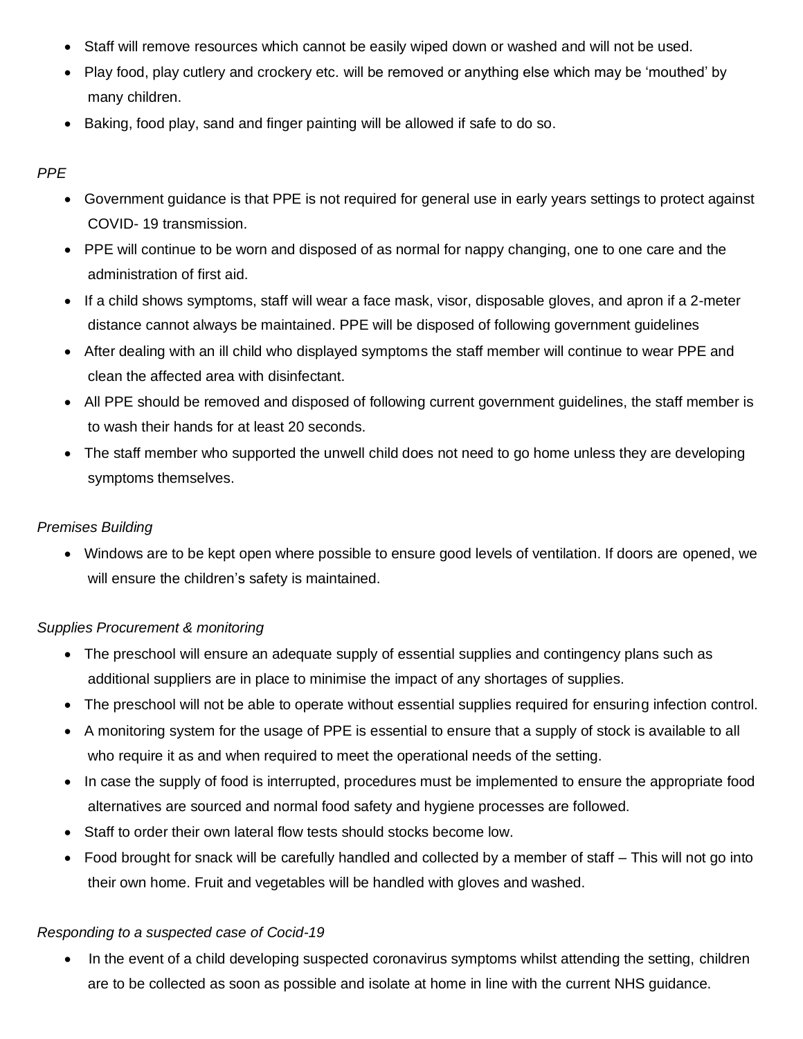- Staff will remove resources which cannot be easily wiped down or washed and will not be used.
- Play food, play cutlery and crockery etc. will be removed or anything else which may be 'mouthed' by many children.
- Baking, food play, sand and finger painting will be allowed if safe to do so.

*PPE*

- Government guidance is that PPE is not required for general use in early years settings to protect against COVID- 19 transmission.
- PPE will continue to be worn and disposed of as normal for nappy changing, one to one care and the administration of first aid.
- If a child shows symptoms, staff will wear a face mask, visor, disposable gloves, and apron if a 2-meter distance cannot always be maintained. PPE will be disposed of following government guidelines
- After dealing with an ill child who displayed symptoms the staff member will continue to wear PPE and clean the affected area with disinfectant.
- All PPE should be removed and disposed of following current government guidelines, the staff member is to wash their hands for at least 20 seconds.
- The staff member who supported the unwell child does not need to go home unless they are developing symptoms themselves.

*Premises Building*

- Windows are to be kept open where possible to ensure good levels of ventilation. If doors are opened, we will ensure the children's safety is maintained.

*Supplies Procurement & monitoring*

- The preschool will ensure an adequate supply of essential supplies and contingency plans such as additional suppliers are in place to minimise the impact of any shortages of supplies.
- The preschool will not be able to operate without essential supplies required for ensuring infection control.
- A monitoring system for the usage of PPE is essential to ensure that a supply of stock is available to all who require it as and when required to meet the operational needs of the setting.
- In case the supply of food is interrupted, procedures must be implemented to ensure the appropriate food alternatives are sourced and normal food safety and hygiene processes are followed.
- Staff to order their own lateral flow tests should stocks become low.
- Food brought for snack will be carefully handled and collected by a member of staff – This will not go into their own home. Fruit and vegetables will be handled with gloves and washed.

*Responding to a suspected case of Cocid-19*

- In the event of a child developing suspected coronavirus symptoms whilst attending the setting, children are to be collected as soon as possible and isolate at home in line with the current NHS guidance.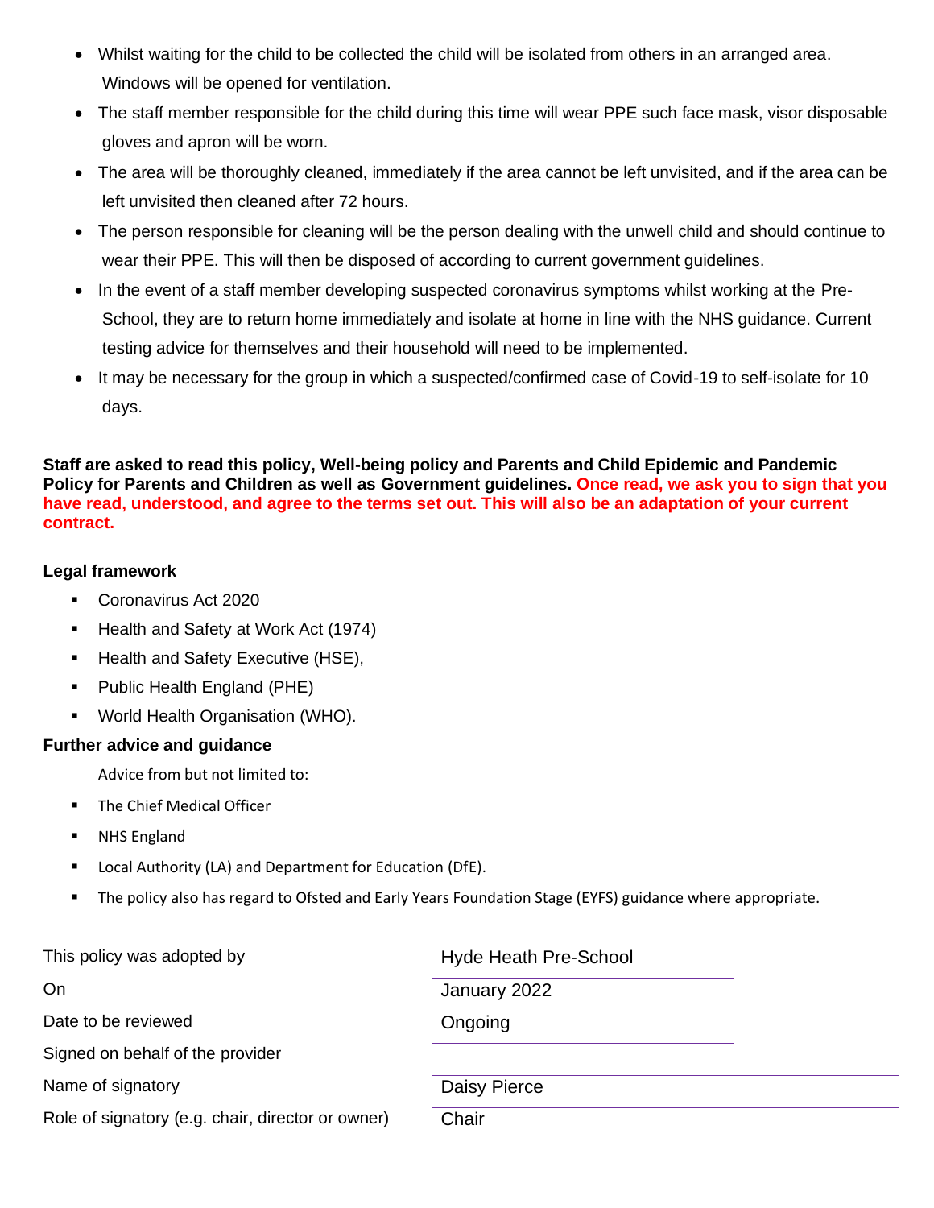- Whilst waiting for the child to be collected the child will be isolated from others in an arranged area. Windows will be opened for ventilation.
- The staff member responsible for the child during this time will wear PPE such face mask, visor disposable gloves and apron will be worn.
- The area will be thoroughly cleaned, immediately if the area cannot be left unvisited, and if the area can be left unvisited then cleaned after 72 hours.
- The person responsible for cleaning will be the person dealing with the unwell child and should continue to wear their PPE. This will then be disposed of according to current government guidelines.
- In the event of a staff member developing suspected coronavirus symptoms whilst working at the Pre-School, they are to return home immediately and isolate at home in line with the NHS guidance. Current testing advice for themselves and their household will need to be implemented.
- It may be necessary for the group in which a suspected/confirmed case of Covid-19 to self-isolate for 10 days.

**Staff are asked to read this policy, Well-being policy and Parents and Child Epidemic and Pandemic Policy for Parents and Children as well as Government guidelines. Once read, we ask you to sign that you have read, understood, and agree to the terms set out. This will also be an adaptation of your current contract.**

**Legal framework**

- Coronavirus Act 2020
- Health and Safety at Work Act (1974)
- Health and Safety Executive (HSE),
- Public Health England (PHE)
- World Health Organisation (WHO).

**Further advice and guidance**

Advice from but not limited to:

- The Chief Medical Officer
- NHS England
- Local Authority (LA) and Department for Education (DfE).
- The policy also has regard to Ofsted and Early Years Foundation Stage (EYFS) guidance where appropriate.

| | |
|---|---|
| This policy was adopted by | Hyde Heath Pre-School |
| On | January 2022 |
| Date to be reviewed | Ongoing |
| Signed on behalf of the provider | |
| Name of signatory | Daisy Pierce |
| Role of signatory (e.g. chair, director or owner) | Chair |